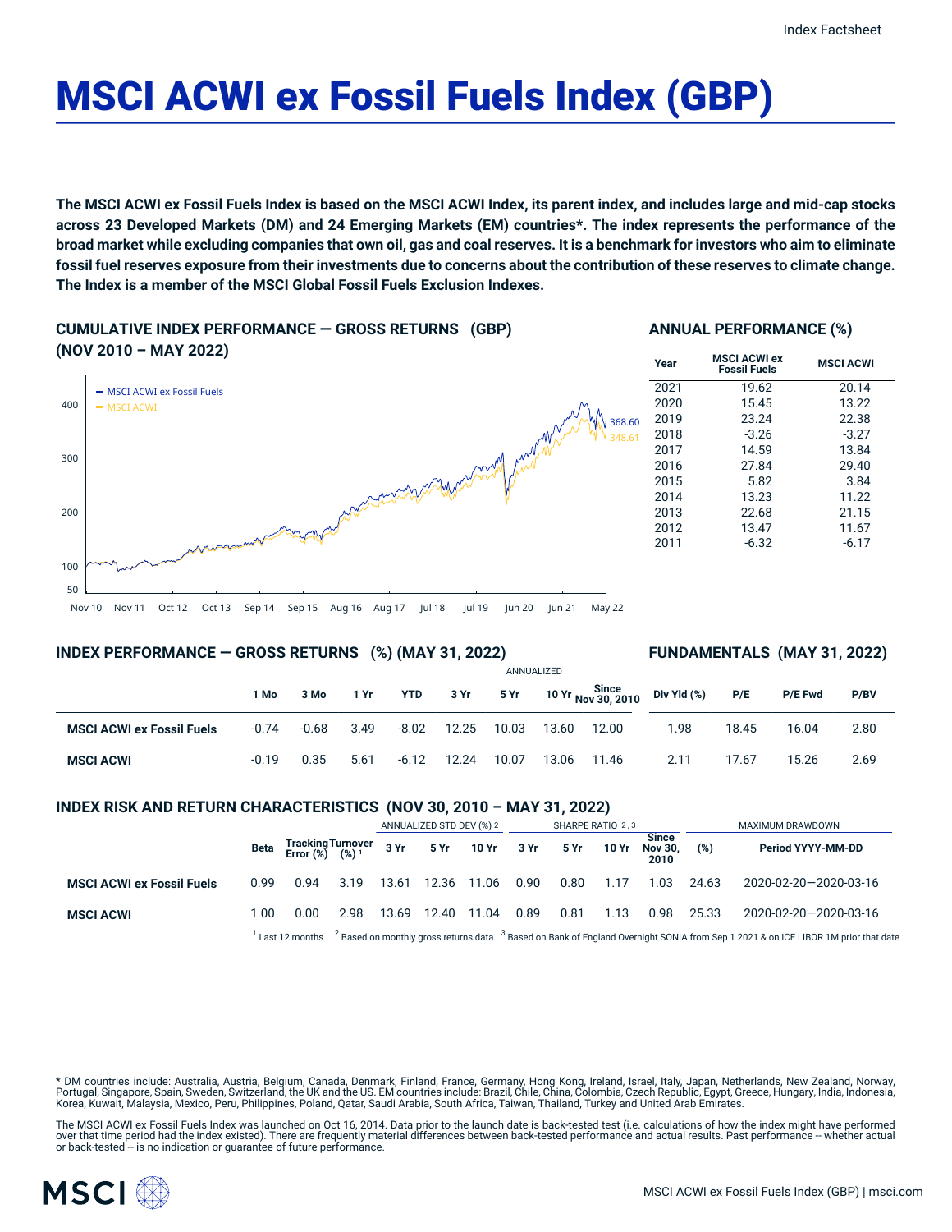# MSCI ACWI ex Fossil Fuels Index (GBP)

**The MSCI ACWI ex Fossil Fuels Index is based on the MSCI ACWI Index, its parent index, and includes large and mid-cap stocks across 23 Developed Markets (DM) and 24 Emerging Markets (EM) countries*. The index represents the performance of the broad market while excluding companies that own oil, gas and coal reserves. It is a benchmark for investors who aim to eliminate fossil fuel reserves exposure from their investments due to concerns about the contribution of these reserves to climate change. The Index is a member of the MSCI Global Fossil Fuels Exclusion Indexes.**

## CUMULATIVE INDEX PERFORMANCE — GROSS RETURNS (GBP) (NOV 2010 – MAY 2022)

- MSCI ACWI ex Fossil Fuels: 368.60
- MSCI ACWI: 348.61

## ANNUAL PERFORMANCE (%)

| Year | MSCI ACWI ex Fossil Fuels | MSCI ACWI |
|---|---|---|
| 2021 | 19.62 | 20.14 |
| 2020 | 15.45 | 13.22 |
| 2019 | 23.24 | 22.38 |
| 2018 | -3.26 | -3.27 |
| 2017 | 14.59 | 13.84 |
| 2016 | 27.84 | 29.40 |
| 2015 | 5.82 | 3.84 |
| 2014 | 13.23 | 11.22 |
| 2013 | 22.68 | 21.15 |
| 2012 | 13.47 | 11.67 |
| 2011 | -6.32 | -6.17 |

## INDEX PERFORMANCE — GROSS RETURNS (%) (MAY 31, 2022)

| | 1 Mo | 3 Mo | 1 Yr | YTD | ANNUALIZED 3 Yr | 5 Yr | 10 Yr | Since Nov 30, 2010 |
|---|---|---|---|---|---|---|---|---|
| **MSCI ACWI ex Fossil Fuels** | -0.74 | -0.68 | 3.49 | -8.02 | 12.25 | 10.03 | 13.60 | 12.00 |
| **MSCI ACWI** | -0.19 | 0.35 | 5.61 | -6.12 | 12.24 | 10.07 | 13.06 | 11.46 |

## FUNDAMENTALS (MAY 31, 2022)

| | Div Yld (%) | P/E | P/E Fwd | P/BV |
|---|---|---|---|---|
| **MSCI ACWI ex Fossil Fuels** | 1.98 | 18.45 | 16.04 | 2.80 |
| **MSCI ACWI** | 2.11 | 17.67 | 15.26 | 2.69 |

## INDEX RISK AND RETURN CHARACTERISTICS (NOV 30, 2010 – MAY 31, 2022)

| | Beta | Tracking Error (%) | Turnover (%) [1] | ANNUALIZED STD DEV (%) [2] 3 Yr | 5 Yr | 10 Yr | SHARPE RATIO [2,3] 3 Yr | 5 Yr | 10 Yr | Since Nov 30, 2010 | MAXIMUM DRAWDOWN (%) | Period YYYY-MM-DD |
|---|---|---|---|---|---|---|---|---|---|---|---|---|
| **MSCI ACWI ex Fossil Fuels** | 0.99 | 0.94 | 3.19 | 13.61 | 12.36 | 11.06 | 0.90 | 0.80 | 1.17 | 1.03 | 24.63 | 2020-02-20—2020-03-16 |
| **MSCI ACWI** | 1.00 | 0.00 | 2.98 | 13.69 | 12.40 | 11.04 | 0.89 | 0.81 | 1.13 | 0.98 | 25.33 | 2020-02-20—2020-03-16 |

[1] Last 12 months [2] Based on monthly gross returns data [3] Based on Bank of England Overnight SONIA from Sep 1 2021 & on ICE LIBOR 1M prior that date

* DM countries include: Australia, Austria, Belgium, Canada, Denmark, Finland, France, Germany, Hong Kong, Ireland, Israel, Italy, Japan, Netherlands, New Zealand, Norway, Portugal, Singapore, Spain, Sweden, Switzerland, the UK and the US. EM countries include: Brazil, Chile, China, Colombia, Czech Republic, Egypt, Greece, Hungary, India, Indonesia, Korea, Kuwait, Malaysia, Mexico, Peru, Philippines, Poland, Qatar, Saudi Arabia, South Africa, Taiwan, Thailand, Turkey and United Arab Emirates.

The MSCI ACWI ex Fossil Fuels Index was launched on Oct 16, 2014. Data prior to the launch date is back-tested test (i.e. calculations of how the index might have performed over that time period had the index existed). There are frequently material differences between back-tested performance and actual results. Past performance -- whether actual or back-tested -- is no indication or guarantee of future performance.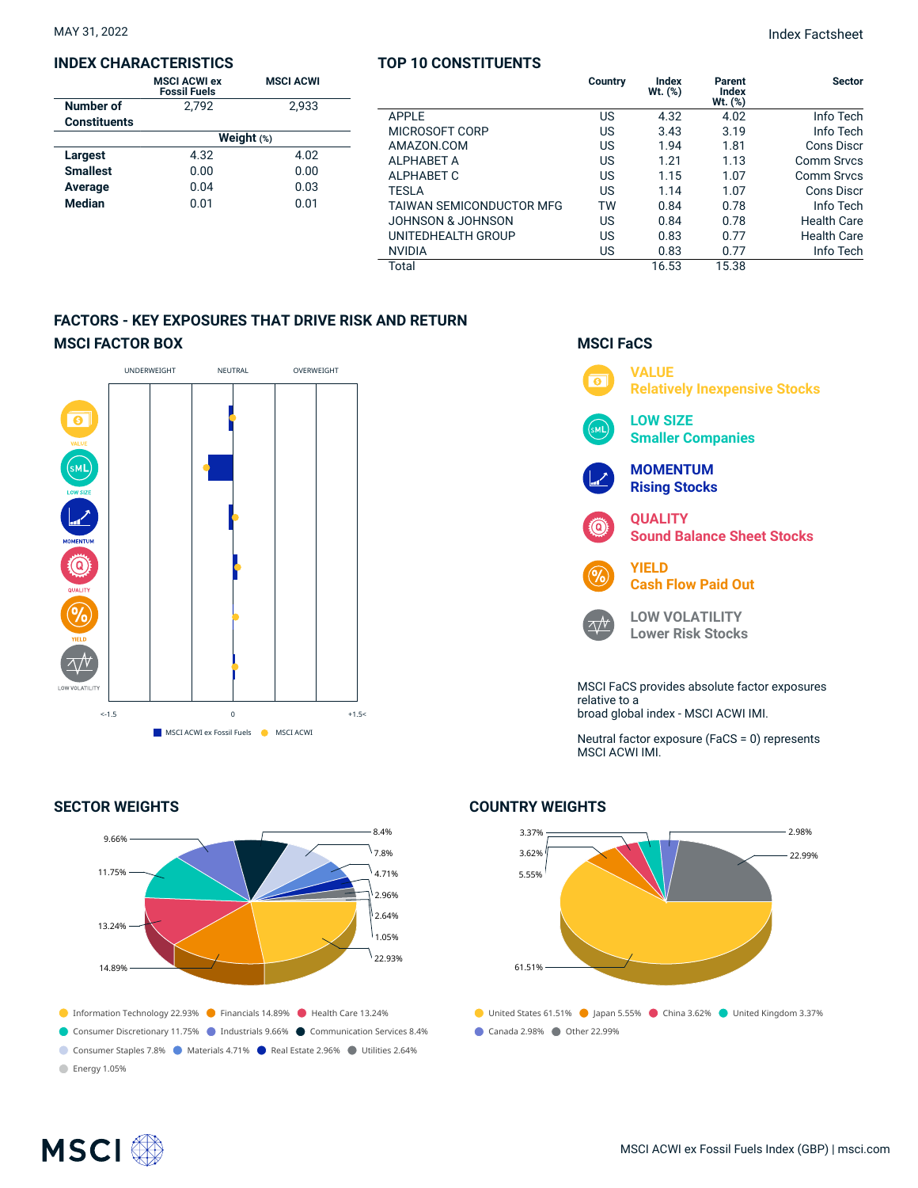MAY 31, 2022

Index Factsheet

## INDEX CHARACTERISTICS

| | MSCI ACWI ex Fossil Fuels | MSCI ACWI |
|---|---|---|
| Number of Constituents | 2,792 | 2,933 |
| | Weight (%) | |
| Largest | 4.32 | 4.02 |
| Smallest | 0.00 | 0.00 |
| Average | 0.04 | 0.03 |
| Median | 0.01 | 0.01 |

## TOP 10 CONSTITUENTS

| | Country | Index Wt. (%) | Parent Index Wt. (%) | Sector |
|---|---|---|---|---|
| APPLE | US | 4.32 | 4.02 | Info Tech |
| MICROSOFT CORP | US | 3.43 | 3.19 | Info Tech |
| AMAZON.COM | US | 1.94 | 1.81 | Cons Discr |
| ALPHABET A | US | 1.21 | 1.13 | Comm Srvcs |
| ALPHABET C | US | 1.15 | 1.07 | Comm Srvcs |
| TESLA | US | 1.14 | 1.07 | Cons Discr |
| TAIWAN SEMICONDUCTOR MFG | TW | 0.84 | 0.78 | Info Tech |
| JOHNSON & JOHNSON | US | 0.84 | 0.78 | Health Care |
| UNITEDHEALTH GROUP | US | 0.83 | 0.77 | Health Care |
| NVIDIA | US | 0.83 | 0.77 | Info Tech |
| Total | | 16.53 | 15.38 | |

## FACTORS - KEY EXPOSURES THAT DRIVE RISK AND RETURN

### MSCI FACTOR BOX

UNDERWEIGHT | NEUTRAL | OVERWEIGHT

VALUE, LOW SIZE, MOMENTUM, QUALITY, YIELD, LOW VOLATILITY

<-1.5 | 0 | +1.5<

MSCI ACWI ex Fossil Fuels | MSCI ACWI

### MSCI FaCS

**VALUE**
Relatively Inexpensive Stocks

**LOW SIZE**
Smaller Companies

**MOMENTUM**
Rising Stocks

**QUALITY**
Sound Balance Sheet Stocks

**YIELD**
Cash Flow Paid Out

**LOW VOLATILITY**
Lower Risk Stocks

MSCI FaCS provides absolute factor exposures relative to a broad global index - MSCI ACWI IMI.

Neutral factor exposure (FaCS = 0) represents MSCI ACWI IMI.

## SECTOR WEIGHTS

Information Technology 22.93% · Financials 14.89% · Health Care 13.24% · Consumer Discretionary 11.75% · Industrials 9.66% · Communication Services 8.4% · Consumer Staples 7.8% · Materials 4.71% · Real Estate 2.96% · Utilities 2.64% · Energy 1.05%

## COUNTRY WEIGHTS

United States 61.51% · Japan 5.55% · China 3.62% · United Kingdom 3.37% · Canada 2.98% · Other 22.99%

MSCI ACWI ex Fossil Fuels Index (GBP) | msci.com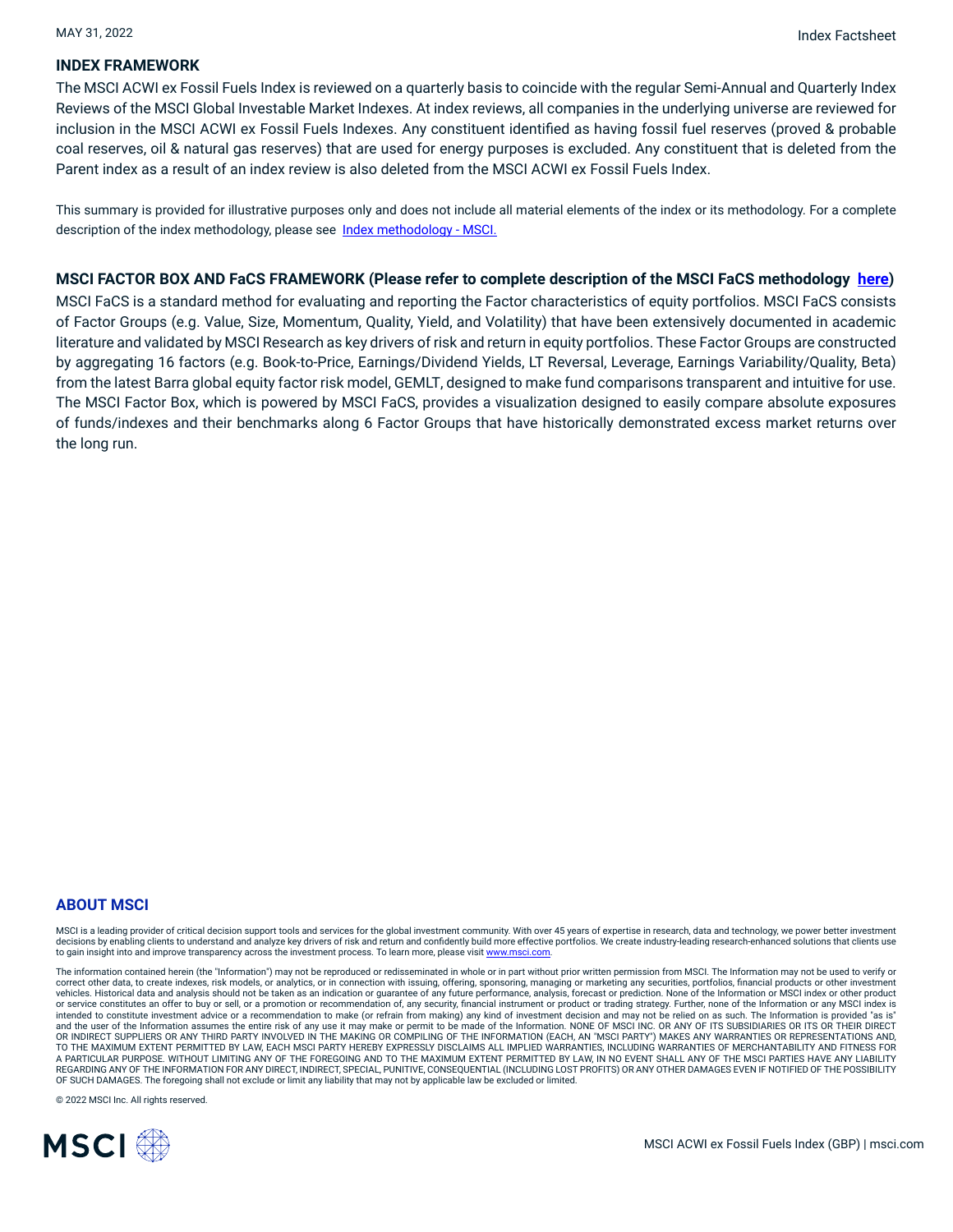## INDEX FRAMEWORK

The MSCI ACWI ex Fossil Fuels Index is reviewed on a quarterly basis to coincide with the regular Semi-Annual and Quarterly Index Reviews of the MSCI Global Investable Market Indexes. At index reviews, all companies in the underlying universe are reviewed for inclusion in the MSCI ACWI ex Fossil Fuels Indexes. Any constituent identified as having fossil fuel reserves (proved & probable coal reserves, oil & natural gas reserves) that are used for energy purposes is excluded. Any constituent that is deleted from the Parent index as a result of an index review is also deleted from the MSCI ACWI ex Fossil Fuels Index.

This summary is provided for illustrative purposes only and does not include all material elements of the index or its methodology. For a complete description of the index methodology, please see [Index methodology - MSCI.](#)

## MSCI FACTOR BOX AND FaCS FRAMEWORK (Please refer to complete description of the MSCI FaCS methodology [here](#))

MSCI FaCS is a standard method for evaluating and reporting the Factor characteristics of equity portfolios. MSCI FaCS consists of Factor Groups (e.g. Value, Size, Momentum, Quality, Yield, and Volatility) that have been extensively documented in academic literature and validated by MSCI Research as key drivers of risk and return in equity portfolios. These Factor Groups are constructed by aggregating 16 factors (e.g. Book-to-Price, Earnings/Dividend Yields, LT Reversal, Leverage, Earnings Variability/Quality, Beta) from the latest Barra global equity factor risk model, GEMLT, designed to make fund comparisons transparent and intuitive for use. The MSCI Factor Box, which is powered by MSCI FaCS, provides a visualization designed to easily compare absolute exposures of funds/indexes and their benchmarks along 6 Factor Groups that have historically demonstrated excess market returns over the long run.

## ABOUT MSCI

MSCI is a leading provider of critical decision support tools and services for the global investment community. With over 45 years of expertise in research, data and technology, we power better investment decisions by enabling clients to understand and analyze key drivers of risk and return and confidently build more effective portfolios. We create industry-leading research-enhanced solutions that clients use to gain insight into and improve transparency across the investment process. To learn more, please visit [www.msci.com](#).

The information contained herein (the "Information") may not be reproduced or redisseminated in whole or in part without prior written permission from MSCI. The Information may not be used to verify or correct other data, to create indexes, risk models, or analytics, or in connection with issuing, offering, sponsoring, managing or marketing any securities, portfolios, financial products or other investment vehicles. Historical data and analysis should not be taken as an indication or guarantee of any future performance, analysis, forecast or prediction. None of the Information or MSCI index or other product or service constitutes an offer to buy or sell, or a promotion or recommendation of, any security, financial instrument or product or trading strategy. Further, none of the Information or any MSCI index is intended to constitute investment advice or a recommendation to make (or refrain from making) any kind of investment decision and may not be relied on as such. The Information is provided "as is" and the user of the Information assumes the entire risk of any use it may make or permit to be made of the Information. NONE OF MSCI INC. OR ANY OF ITS SUBSIDIARIES OR ITS OR THEIR DIRECT OR INDIRECT SUPPLIERS OR ANY THIRD PARTY INVOLVED IN THE MAKING OR COMPILING OF THE INFORMATION (EACH, AN "MSCI PARTY") MAKES ANY WARRANTIES OR REPRESENTATIONS AND, TO THE MAXIMUM EXTENT PERMITTED BY LAW, EACH MSCI PARTY HEREBY EXPRESSLY DISCLAIMS ALL IMPLIED WARRANTIES, INCLUDING WARRANTIES OF MERCHANTABILITY AND FITNESS FOR A PARTICULAR PURPOSE. WITHOUT LIMITING ANY OF THE FOREGOING AND TO THE MAXIMUM EXTENT PERMITTED BY LAW, IN NO EVENT SHALL ANY OF THE MSCI PARTIES HAVE ANY LIABILITY REGARDING ANY OF THE INFORMATION FOR ANY DIRECT, INDIRECT, SPECIAL, PUNITIVE, CONSEQUENTIAL (INCLUDING LOST PROFITS) OR ANY OTHER DAMAGES EVEN IF NOTIFIED OF THE POSSIBILITY OF SUCH DAMAGES. The foregoing shall not exclude or limit any liability that may not by applicable law be excluded or limited.

© 2022 MSCI Inc. All rights reserved.